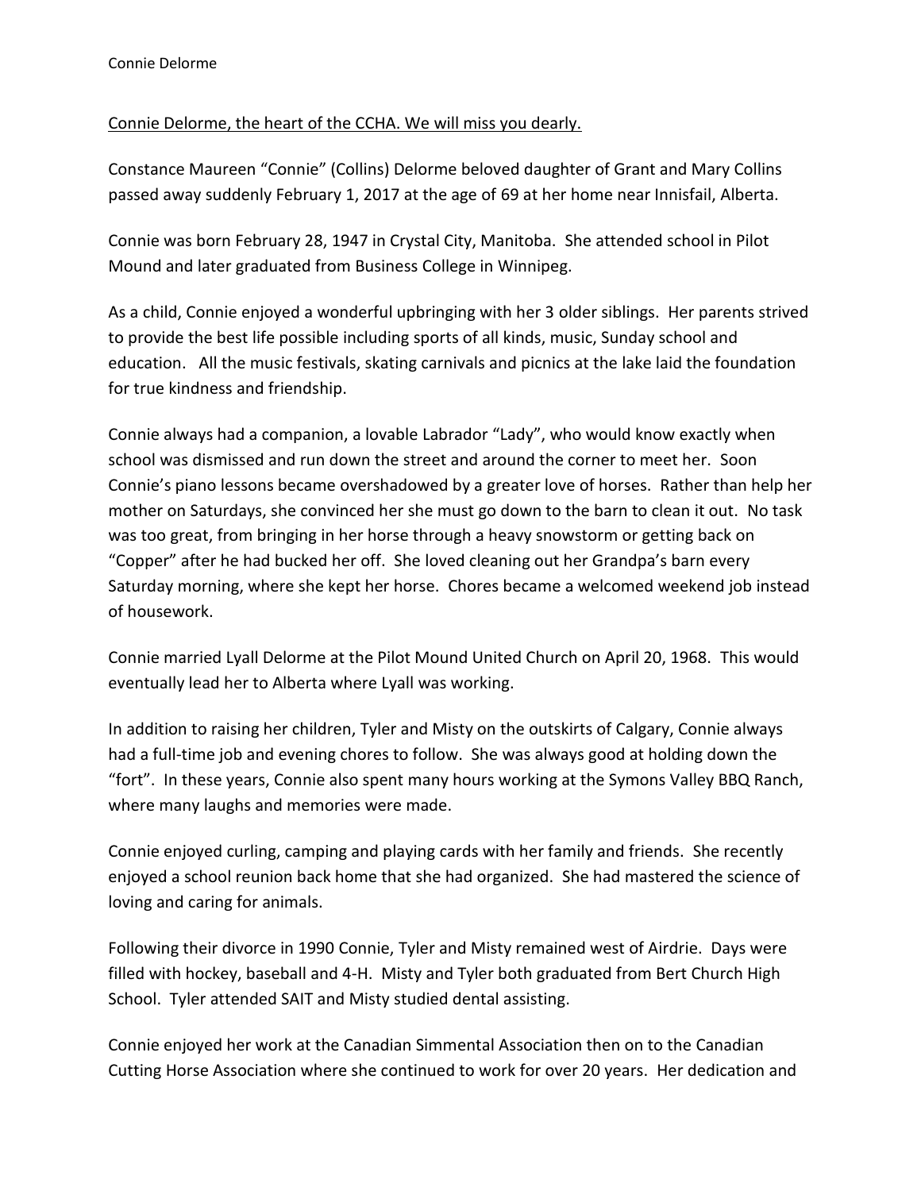Connie Delorme

<u>Connie Delorme, the heart of the CCHA. We will miss you dearly.</u>

Constance Maureen "Connie" (Collins) Delorme beloved daughter of Grant and Mary Collins passed away suddenly February 1, 2017 at the age of 69 at her home near Innisfail, Alberta.

Connie was born February 28, 1947 in Crystal City, Manitoba. She attended school in Pilot Mound and later graduated from Business College in Winnipeg.

As a child, Connie enjoyed a wonderful upbringing with her 3 older siblings. Her parents strived to provide the best life possible including sports of all kinds, music, Sunday school and education. All the music festivals, skating carnivals and picnics at the lake laid the foundation for true kindness and friendship.

Connie always had a companion, a lovable Labrador "Lady", who would know exactly when school was dismissed and run down the street and around the corner to meet her. Soon Connie's piano lessons became overshadowed by a greater love of horses. Rather than help her mother on Saturdays, she convinced her she must go down to the barn to clean it out. No task was too great, from bringing in her horse through a heavy snowstorm or getting back on "Copper" after he had bucked her off. She loved cleaning out her Grandpa's barn every Saturday morning, where she kept her horse. Chores became a welcomed weekend job instead of housework.

Connie married Lyall Delorme at the Pilot Mound United Church on April 20, 1968. This would eventually lead her to Alberta where Lyall was working.

In addition to raising her children, Tyler and Misty on the outskirts of Calgary, Connie always had a full-time job and evening chores to follow. She was always good at holding down the "fort". In these years, Connie also spent many hours working at the Symons Valley BBQ Ranch, where many laughs and memories were made.

Connie enjoyed curling, camping and playing cards with her family and friends. She recently enjoyed a school reunion back home that she had organized. She had mastered the science of loving and caring for animals.

Following their divorce in 1990 Connie, Tyler and Misty remained west of Airdrie. Days were filled with hockey, baseball and 4-H. Misty and Tyler both graduated from Bert Church High School. Tyler attended SAIT and Misty studied dental assisting.

Connie enjoyed her work at the Canadian Simmental Association then on to the Canadian Cutting Horse Association where she continued to work for over 20 years. Her dedication and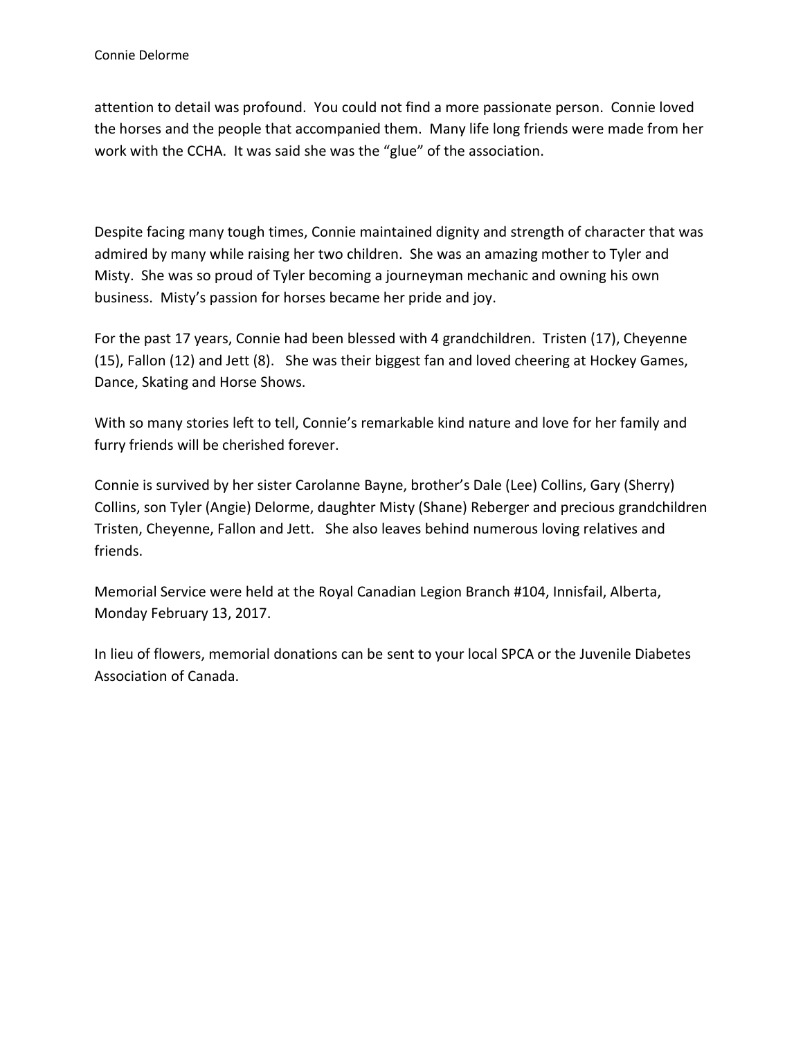attention to detail was profound. You could not find a more passionate person. Connie loved the horses and the people that accompanied them. Many life long friends were made from her work with the CCHA. It was said she was the “glue” of the association.

Despite facing many tough times, Connie maintained dignity and strength of character that was admired by many while raising her two children. She was an amazing mother to Tyler and Misty. She was so proud of Tyler becoming a journeyman mechanic and owning his own business. Misty’s passion for horses became her pride and joy.

For the past 17 years, Connie had been blessed with 4 grandchildren. Tristen (17), Cheyenne (15), Fallon (12) and Jett (8). She was their biggest fan and loved cheering at Hockey Games, Dance, Skating and Horse Shows.

With so many stories left to tell, Connie’s remarkable kind nature and love for her family and furry friends will be cherished forever.

Connie is survived by her sister Carolanne Bayne, brother’s Dale (Lee) Collins, Gary (Sherry) Collins, son Tyler (Angie) Delorme, daughter Misty (Shane) Reberger and precious grandchildren Tristen, Cheyenne, Fallon and Jett. She also leaves behind numerous loving relatives and friends.

Memorial Service were held at the Royal Canadian Legion Branch #104, Innisfail, Alberta, Monday February 13, 2017.

In lieu of flowers, memorial donations can be sent to your local SPCA or the Juvenile Diabetes Association of Canada.